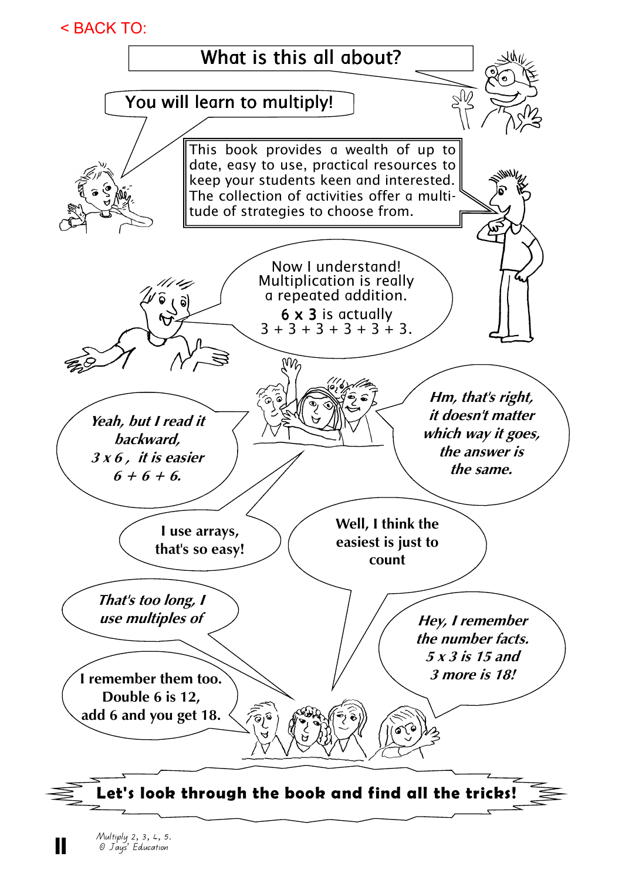< BACK TO:

What is this all about?

You will learn to multiply!

This book provides a wealth of up to date, easy to use, practical resources to keep your students keen and interested. The collection of activities offer a multitude of strategies to choose from.

Now I understand! Multiplication is really a repeated addition. 6 x 3 is actually 3 + 3 + 3 + 3 + 3 + 3.

*Yeah, but I read it backward, 3 x 6 , it is easier 6 + 6 + 6.*

*Hm, that's right, it doesn't matter which way it goes, the answer is the same.*

I use arrays, that's so easy!

Well, I think the easiest is just to count

*That's too long, I use multiples of*

*Hey, I remember the number facts. 5 x 3 is 15 and 3 more is 18!*

I remember them too. Double 6 is 12, add 6 and you get 18.

**Let's look through the book and find all the tricks!**

Multiply 2, 3, 4, 5.
© Jays' Education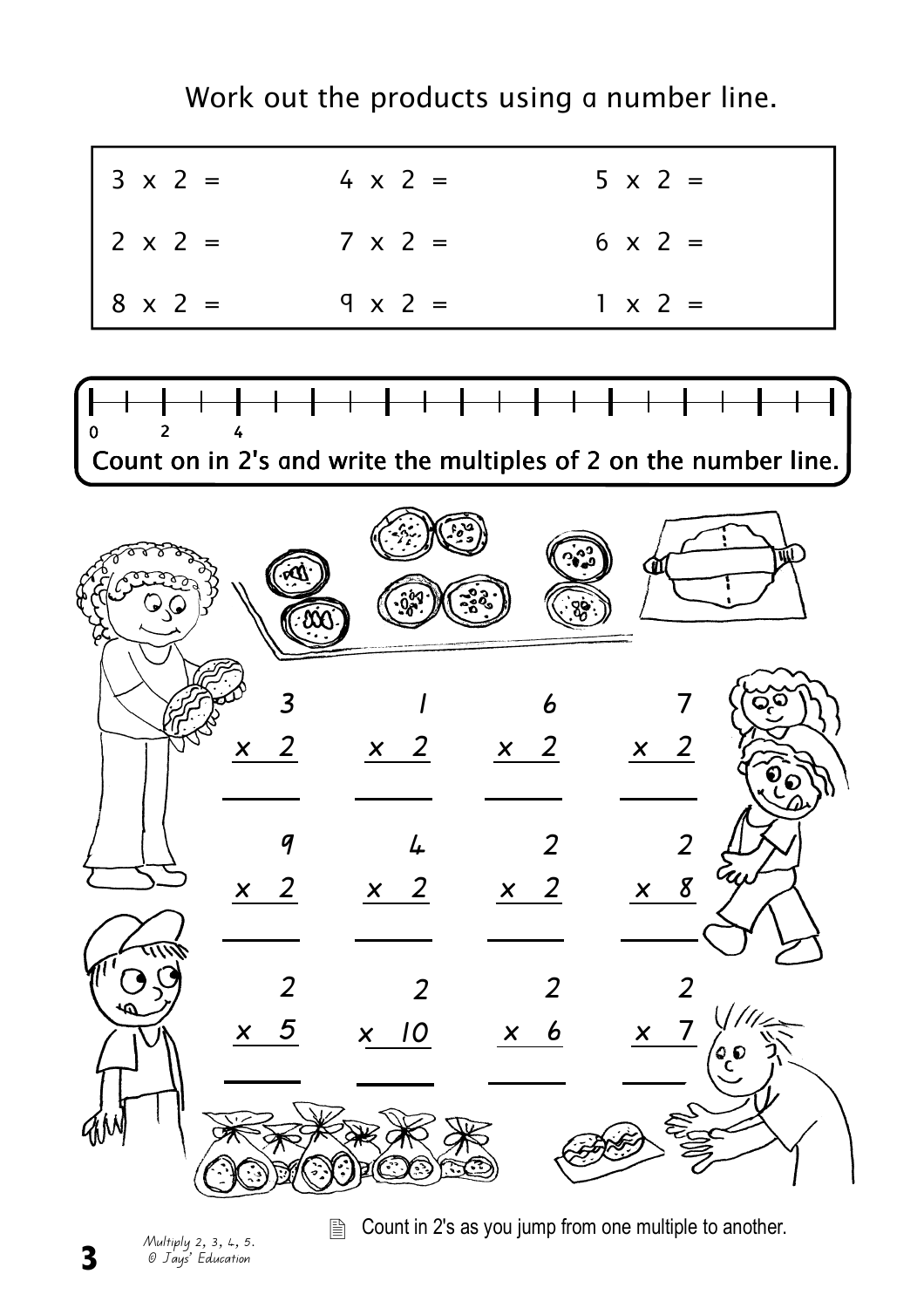Work out the products using a number line.

| | | |
|---|---|---|
| 3 x 2 = | 4 x 2 = | 5 x 2 = |
| 2 x 2 = | 7 x 2 = | 6 x 2 = |
| 8 x 2 = | 9 x 2 = | 1 x 2 = |

0 2 4

**Count on in 2's and write the multiples of 2 on the number line.**

| | | | |
|---|---|---|---|
| 3 x 2 = | 1 x 2 = | 6 x 2 = | 7 x 2 = |
| 9 x 2 = | 4 x 2 = | 2 x 2 = | 2 x 8 = |
| 2 x 5 = | 2 x 10 = | 2 x 6 = | 2 x 7 = |

Count in 2's as you jump from one multiple to another.

Multiply 2, 3, 4, 5.
© Jays' Education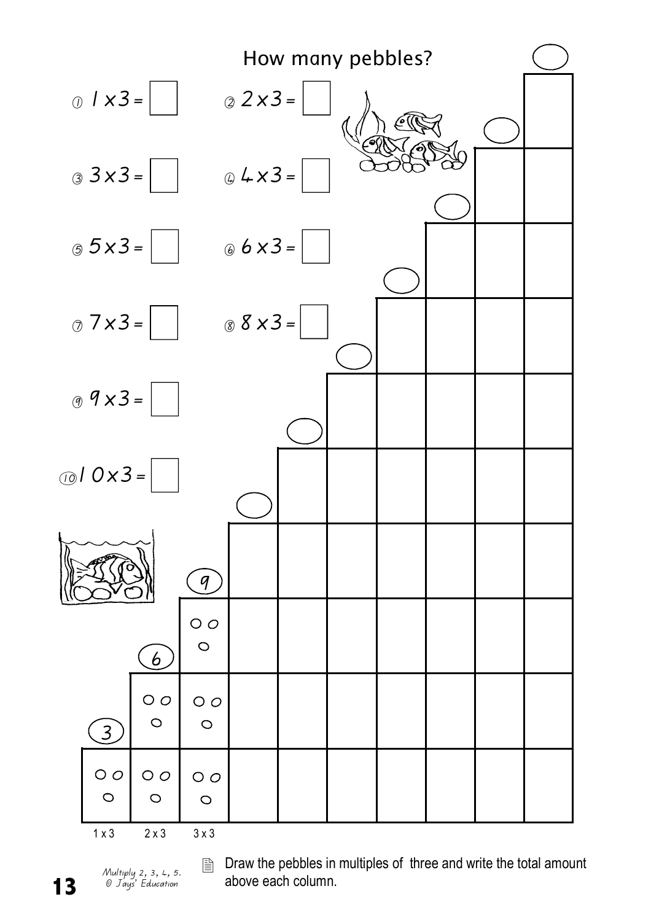# How many pebbles?

① $1 \times 3 =$ ☐

② $2 \times 3 =$ ☐

③ $3 \times 3 =$ ☐

④ $4 \times 3 =$ ☐

⑤ $5 \times 3 =$ ☐

⑥ $6 \times 3 =$ ☐

⑦ $7 \times 3 =$ ☐

⑧ $8 \times 3 =$ ☐

⑨ $9 \times 3 =$ ☐

⑩ $10 \times 3 =$ ☐

3

6

9

1 x 3

2 x 3

3 x 3

Draw the pebbles in multiples of three and write the total amount above each column.

Multiply 2, 3, 4, 5.
© Jays' Education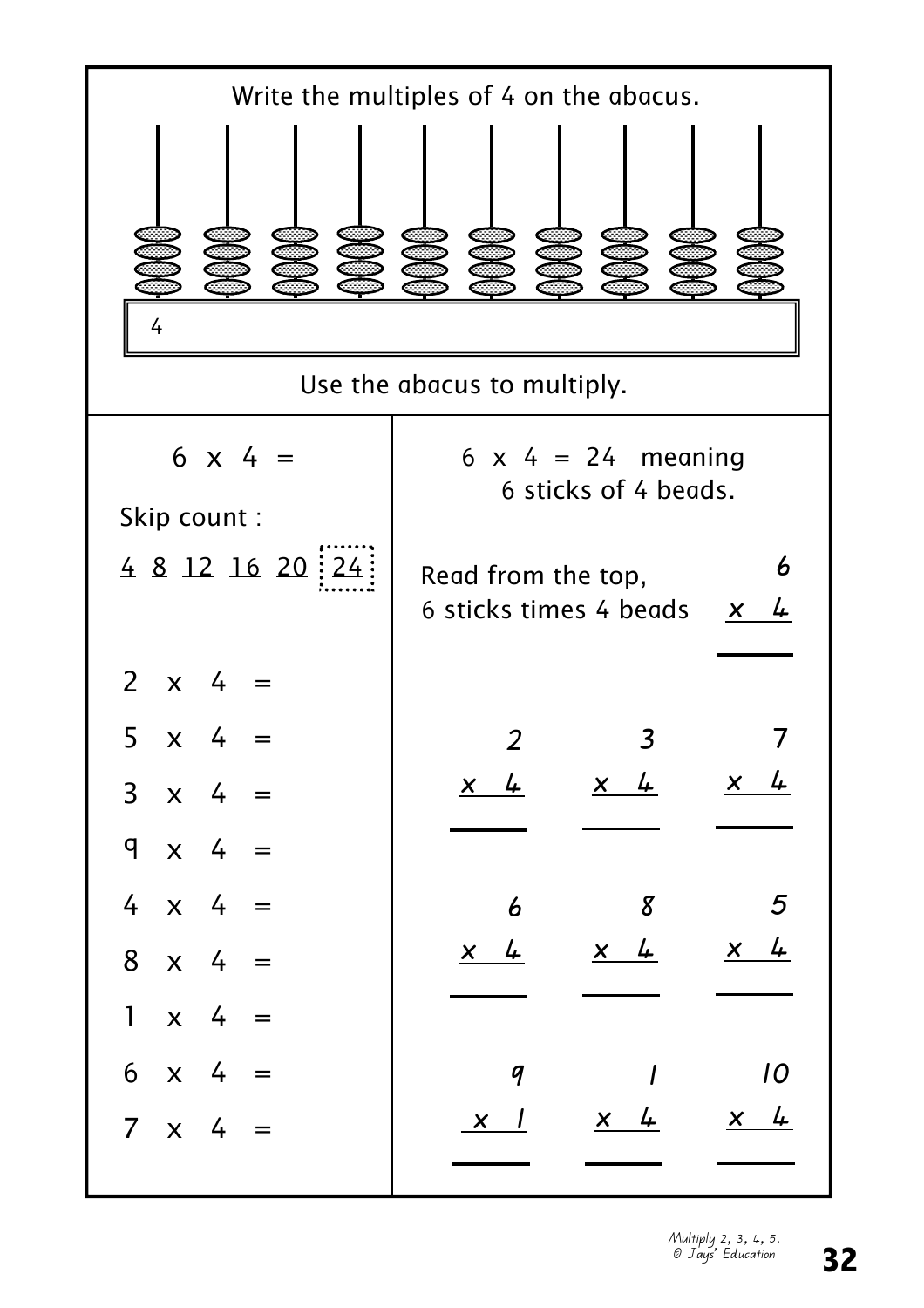Write the multiples of 4 on the abacus.

4

Use the abacus to multiply.

$6 \times 4 =$

Skip count :

4 8 12 16 20 24

$2 \times 4 =$

$5 \times 4 =$

$3 \times 4 =$

$9 \times 4 =$

$4 \times 4 =$

$8 \times 4 =$

$1 \times 4 =$

$6 \times 4 =$

$7 \times 4 =$

$6 \times 4 = 24$ meaning 6 sticks of 4 beads.

Read from the top, 6 sticks times 4 beads

$$\begin{array}{r} 6 \\ \times\ 4 \\ \hline \end{array}$$

$$\begin{array}{r} 2 \\ \times\ 4 \\ \hline \end{array} \qquad \begin{array}{r} 3 \\ \times\ 4 \\ \hline \end{array} \qquad \begin{array}{r} 7 \\ \times\ 4 \\ \hline \end{array}$$

$$\begin{array}{r} 6 \\ \times\ 4 \\ \hline \end{array} \qquad \begin{array}{r} 8 \\ \times\ 4 \\ \hline \end{array} \qquad \begin{array}{r} 5 \\ \times\ 4 \\ \hline \end{array}$$

$$\begin{array}{r} 9 \\ \times\ 1 \\ \hline \end{array} \qquad \begin{array}{r} 1 \\ \times\ 4 \\ \hline \end{array} \qquad \begin{array}{r} 10 \\ \times\ 4 \\ \hline \end{array}$$

Multiply 2, 3, 4, 5.
© Jays' Education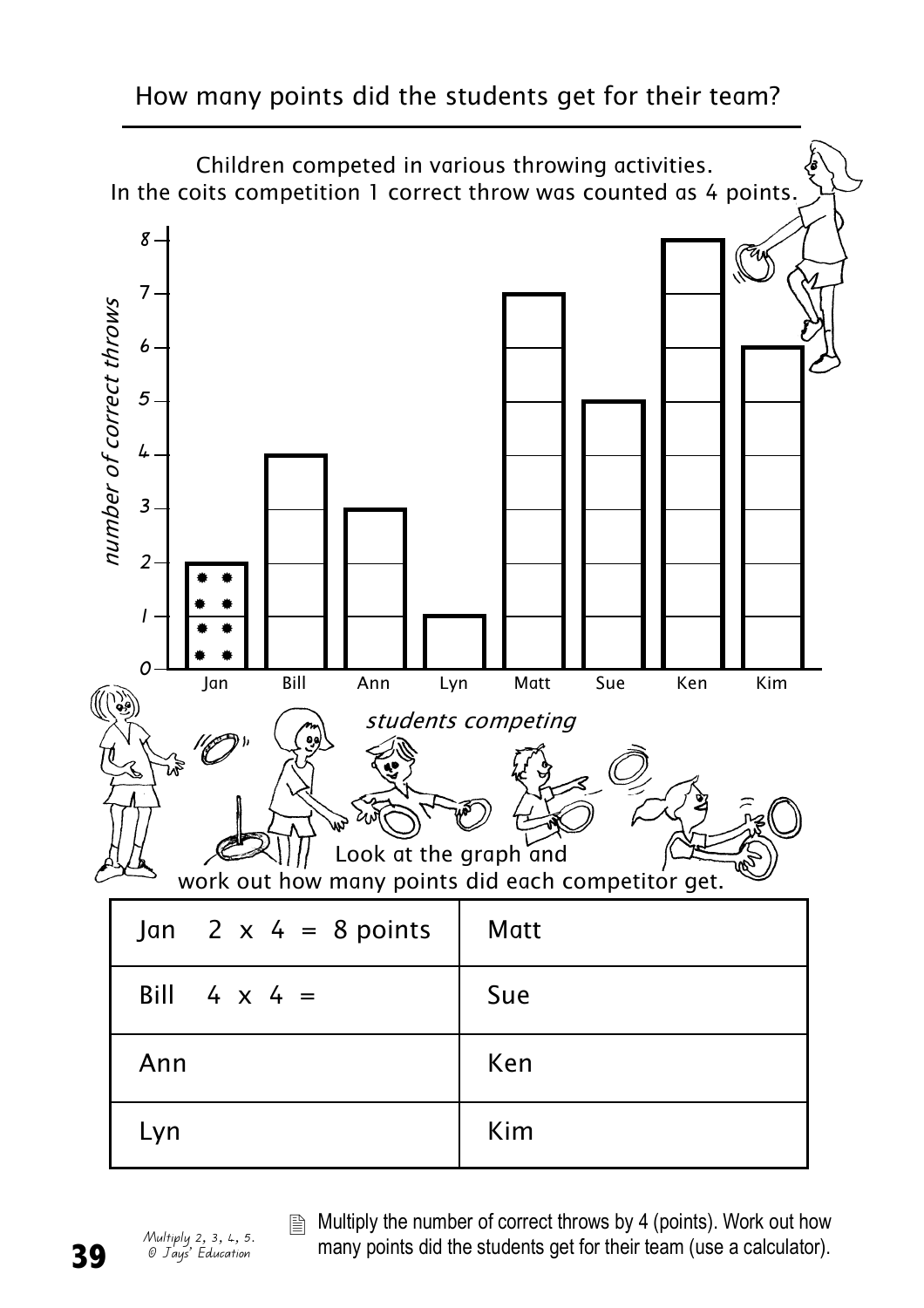# How many points did the students get for their team?

Children competed in various throwing activities.
In the coits competition 1 correct throw was counted as 4 points.

number of correct throws

0
1
2
3
4
5
6
7
8

Jan
Bill
Ann
Lyn
Matt
Sue
Ken
Kim

students competing

Look at the graph and work out how many points did each competitor get.

| | |
|---|---|
| Jan 2 x 4 = 8 points | Matt |
| Bill 4 x 4 = | Sue |
| Ann | Ken |
| Lyn | Kim |

Multiply the number of correct throws by 4 (points). Work out how many points did the students get for their team (use a calculator).

Multiply 2, 3, 4, 5.
© Jays' Education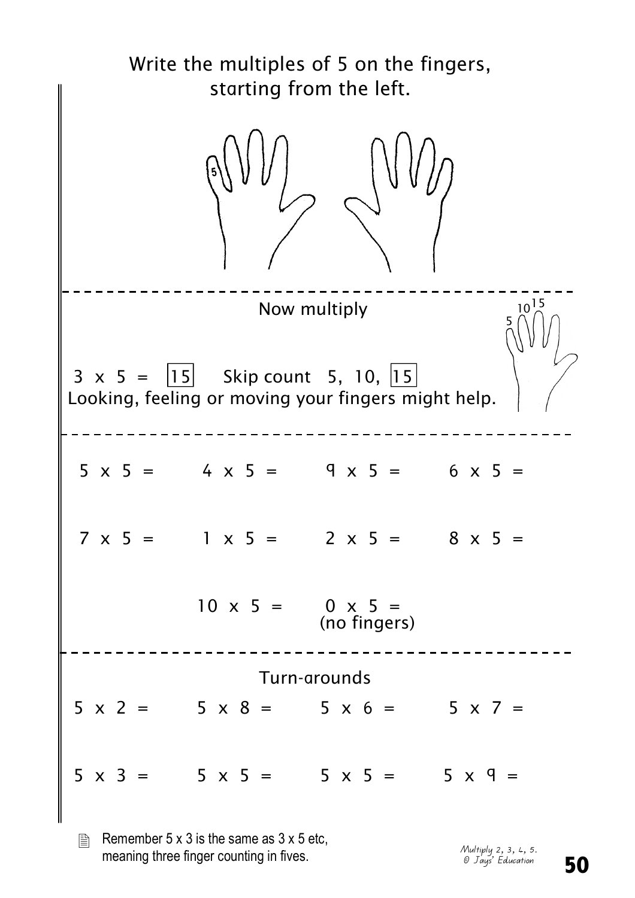Write the multiples of 5 on the fingers, starting from the left.

5

Now multiply

10 15
5

3 x 5 = 15 Skip count 5, 10, 15

Looking, feeling or moving your fingers might help.

5 x 5 = 4 x 5 = 9 x 5 = 6 x 5 =

7 x 5 = 1 x 5 = 2 x 5 = 8 x 5 =

10 x 5 = 0 x 5 =
(no fingers)

Turn-arounds

5 x 2 = 5 x 8 = 5 x 6 = 5 x 7 =

5 x 3 = 5 x 5 = 5 x 5 = 5 x 9 =

Remember 5 x 3 is the same as 3 x 5 etc, meaning three finger counting in fives.

Multiply 2, 3, 4, 5.
© Jays' Education